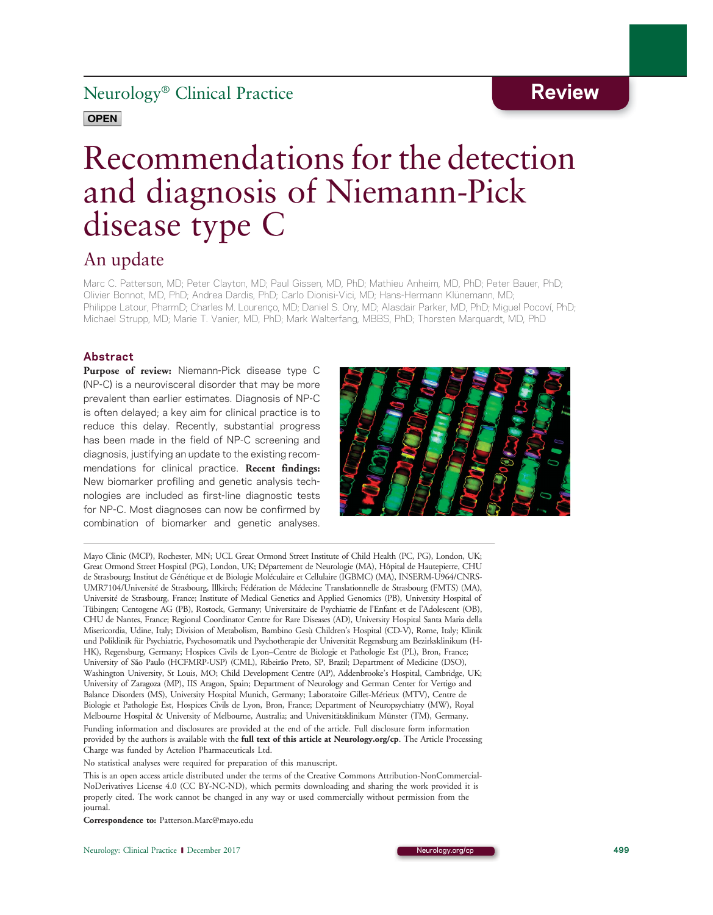Neurology® Clinical Practice

Review

OPEN

# Recommendations for the detection and diagnosis of Niemann-Pick disease type C

## An update

Marc C. Patterson, MD; Peter Clayton, MD; Paul Gissen, MD, PhD; Mathieu Anheim, MD, PhD; Peter Bauer, PhD; Olivier Bonnot, MD, PhD; Andrea Dardis, PhD; Carlo Dionisi-Vici, MD; Hans-Hermann Klünemann, MD; Philippe Latour, PharmD; Charles M. Lourenço, MD; Daniel S. Ory, MD; Alasdair Parker, MD, PhD; Miguel Pocoví, PhD; Michael Strupp, MD; Marie T. Vanier, MD, PhD; Mark Walterfang, MBBS, PhD; Thorsten Marquardt, MD, PhD

## Abstract

**Purpose of review:** Niemann-Pick disease type C (NP-C) is a neurovisceral disorder that may be more prevalent than earlier estimates. Diagnosis of NP-C is often delayed; a key aim for clinical practice is to reduce this delay. Recently, substantial progress has been made in the field of NP-C screening and diagnosis, justifying an update to the existing recommendations for clinical practice. **Recent findings:** New biomarker profiling and genetic analysis technologies are included as first-line diagnostic tests for NP-C. Most diagnoses can now be confirmed by combination of biomarker and genetic analyses.

Mayo Clinic (MCP), Rochester, MN; UCL Great Ormond Street Institute of Child Health (PC, PG), London, UK; Great Ormond Street Hospital (PG), London, UK; Département de Neurologie (MA), Hôpital de Hautepierre, CHU de Strasbourg; Institut de Génétique et de Biologie Moléculaire et Cellulaire (IGBMC) (MA), INSERM-U964/CNRS-UMR7104/Université de Strasbourg, Illkirch; Fédération de Médecine Translationnelle de Strasbourg (FMTS) (MA), Université de Strasbourg, France; Institute of Medical Genetics and Applied Genomics (PB), University Hospital of Tübingen; Centogene AG (PB), Rostock, Germany; Universitaire de Psychiatrie de l'Enfant et de l'Adolescent (OB), CHU de Nantes, France; Regional Coordinator Centre for Rare Diseases (AD), University Hospital Santa Maria della Misericordia, Udine, Italy; Division of Metabolism, Bambino Gesù Children's Hospital (CD-V), Rome, Italy; Klinik und Poliklinik für Psychiatrie, Psychosomatik und Psychotherapie der Universität Regensburg am Bezirksklinikum (H-HK), Regensburg, Germany; Hospices Civils de Lyon–Centre de Biologie et Pathologie Est (PL), Bron, France; University of São Paulo (HCFMRP-USP) (CML), Ribeirão Preto, SP, Brazil; Department of Medicine (DSO), Washington University, St Louis, MO; Child Development Centre (AP), Addenbrooke's Hospital, Cambridge, UK; University of Zaragoza (MP), IIS Aragon, Spain; Department of Neurology and German Center for Vertigo and Balance Disorders (MS), University Hospital Munich, Germany; Laboratoire Gillet-Mérieux (MTV), Centre de Biologie et Pathologie Est, Hospices Civils de Lyon, Bron, France; Department of Neuropsychiatry (MW), Royal Melbourne Hospital & University of Melbourne, Australia; and Universitätsklinikum Münster (TM), Germany.

Funding information and disclosures are provided at the end of the article. Full disclosure form information provided by the authors is available with the **full text of this article at Neurology.org/cp**. The Article Processing Charge was funded by Actelion Pharmaceuticals Ltd.

No statistical analyses were required for preparation of this manuscript.

This is an open access article distributed under the terms of the Creative Commons Attribution-NonCommercial-NoDerivatives License 4.0 (CC BY-NC-ND), which permits downloading and sharing the work provided it is properly cited. The work cannot be changed in any way or used commercially without permission from the journal.

**Correspondence to:** Patterson.Marc@mayo.edu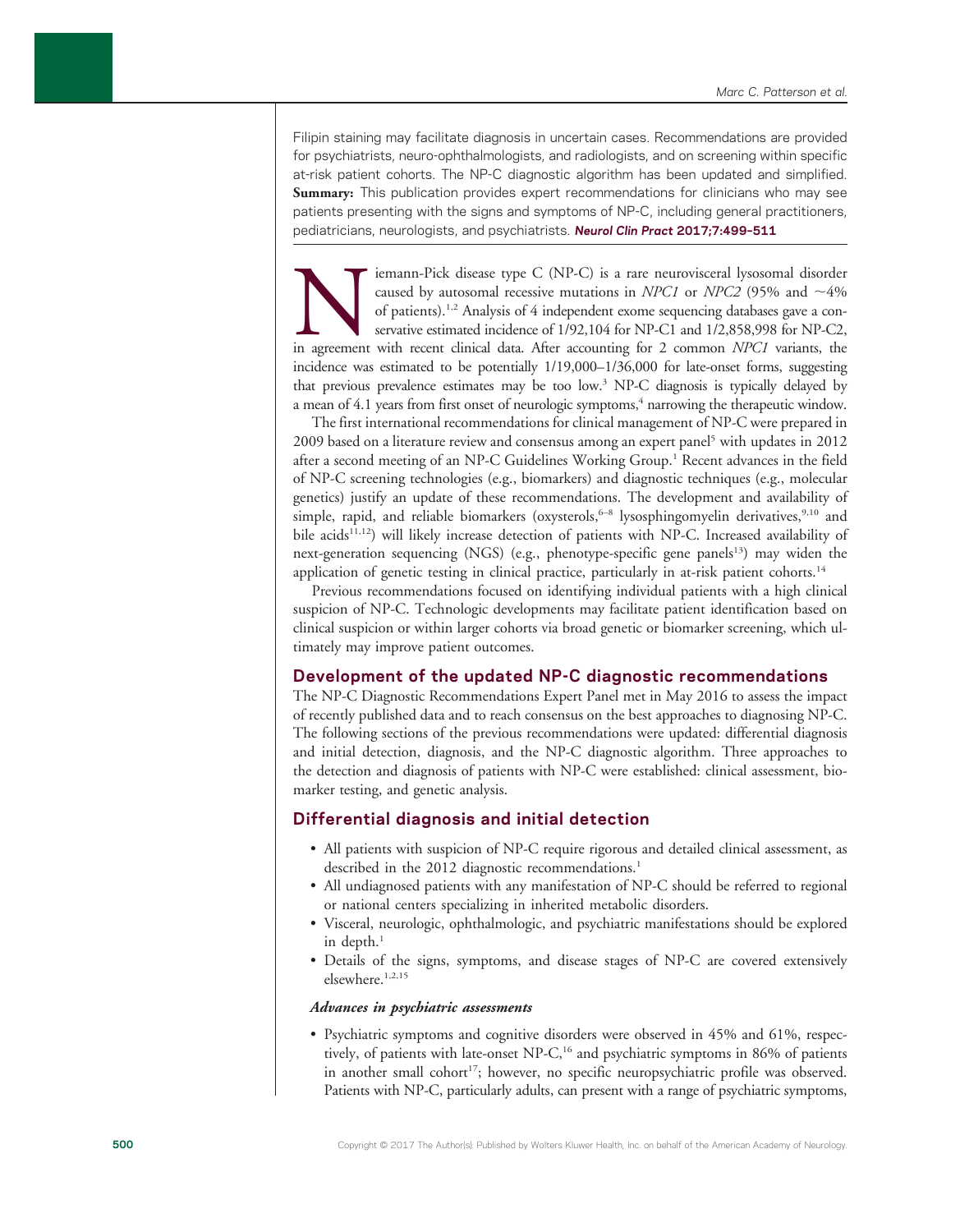Filipin staining may facilitate diagnosis in uncertain cases. Recommendations are provided for psychiatrists, neuro-ophthalmologists, and radiologists, and on screening within specific at-risk patient cohorts. The NP-C diagnostic algorithm has been updated and simplified. **Summary:** This publication provides expert recommendations for clinicians who may see patients presenting with the signs and symptoms of NP-C, including general practitioners, pediatricians, neurologists, and psychiatrists. ***Neurol Clin Pract* 2017;7:499–511**

Niemann-Pick disease type C (NP-C) is a rare neurovisceral lysosomal disorder caused by autosomal recessive mutations in *NPC1* or *NPC2* (95% and ~4% of patients).[1,2] Analysis of 4 independent exome sequencing databases gave a conservative estimated incidence of 1/92,104 for NP-C1 and 1/2,858,998 for NP-C2, in agreement with recent clinical data. After accounting for 2 common *NPC1* variants, the incidence was estimated to be potentially 1/19,000–1/36,000 for late-onset forms, suggesting that previous prevalence estimates may be too low.[3] NP-C diagnosis is typically delayed by a mean of 4.1 years from first onset of neurologic symptoms,[4] narrowing the therapeutic window.

The first international recommendations for clinical management of NP-C were prepared in 2009 based on a literature review and consensus among an expert panel[5] with updates in 2012 after a second meeting of an NP-C Guidelines Working Group.[1] Recent advances in the field of NP-C screening technologies (e.g., biomarkers) and diagnostic techniques (e.g., molecular genetics) justify an update of these recommendations. The development and availability of simple, rapid, and reliable biomarkers (oxysterols,[6–8] lysosphingomyelin derivatives,[9,10] and bile acids[11,12]) will likely increase detection of patients with NP-C. Increased availability of next-generation sequencing (NGS) (e.g., phenotype-specific gene panels[13]) may widen the application of genetic testing in clinical practice, particularly in at-risk patient cohorts.[14]

Previous recommendations focused on identifying individual patients with a high clinical suspicion of NP-C. Technologic developments may facilitate patient identification based on clinical suspicion or within larger cohorts via broad genetic or biomarker screening, which ultimately may improve patient outcomes.

## Development of the updated NP-C diagnostic recommendations

The NP-C Diagnostic Recommendations Expert Panel met in May 2016 to assess the impact of recently published data and to reach consensus on the best approaches to diagnosing NP-C. The following sections of the previous recommendations were updated: differential diagnosis and initial detection, diagnosis, and the NP-C diagnostic algorithm. Three approaches to the detection and diagnosis of patients with NP-C were established: clinical assessment, biomarker testing, and genetic analysis.

## Differential diagnosis and initial detection

- All patients with suspicion of NP-C require rigorous and detailed clinical assessment, as described in the 2012 diagnostic recommendations.[1]
- All undiagnosed patients with any manifestation of NP-C should be referred to regional or national centers specializing in inherited metabolic disorders.
- Visceral, neurologic, ophthalmologic, and psychiatric manifestations should be explored in depth.[1]
- Details of the signs, symptoms, and disease stages of NP-C are covered extensively elsewhere.[1,2,15]

### *Advances in psychiatric assessments*

- Psychiatric symptoms and cognitive disorders were observed in 45% and 61%, respectively, of patients with late-onset NP-C,[16] and psychiatric symptoms in 86% of patients in another small cohort[17]; however, no specific neuropsychiatric profile was observed. Patients with NP-C, particularly adults, can present with a range of psychiatric symptoms,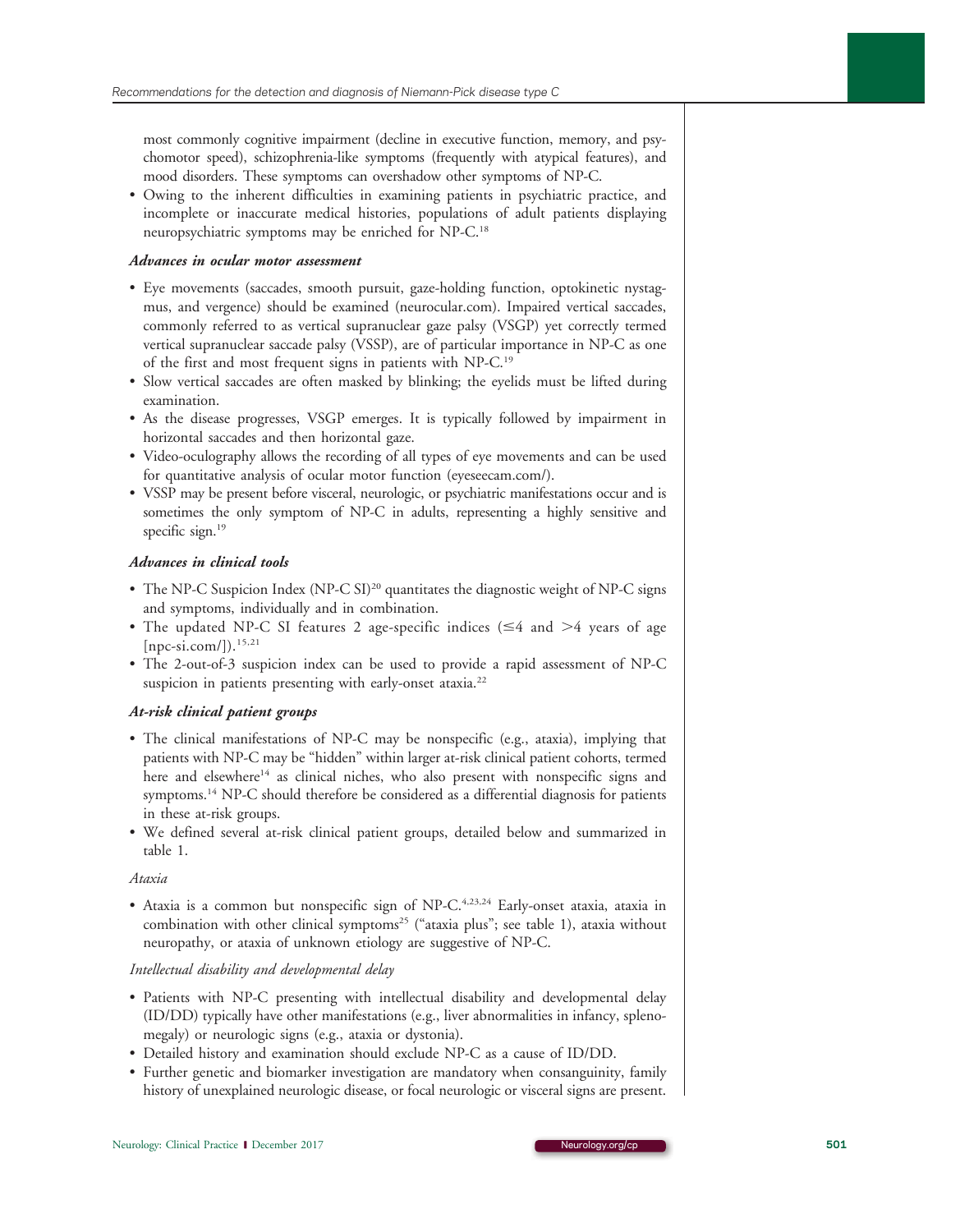most commonly cognitive impairment (decline in executive function, memory, and psychomotor speed), schizophrenia-like symptoms (frequently with atypical features), and mood disorders. These symptoms can overshadow other symptoms of NP-C.

- Owing to the inherent difficulties in examining patients in psychiatric practice, and incomplete or inaccurate medical histories, populations of adult patients displaying neuropsychiatric symptoms may be enriched for NP-C.[18]

### *Advances in ocular motor assessment*

- Eye movements (saccades, smooth pursuit, gaze-holding function, optokinetic nystagmus, and vergence) should be examined (neurocular.com). Impaired vertical saccades, commonly referred to as vertical supranuclear gaze palsy (VSGP) yet correctly termed vertical supranuclear saccade palsy (VSSP), are of particular importance in NP-C as one of the first and most frequent signs in patients with NP-C.[19]
- Slow vertical saccades are often masked by blinking; the eyelids must be lifted during examination.
- As the disease progresses, VSGP emerges. It is typically followed by impairment in horizontal saccades and then horizontal gaze.
- Video-oculography allows the recording of all types of eye movements and can be used for quantitative analysis of ocular motor function (eyeseecam.com/).
- VSSP may be present before visceral, neurologic, or psychiatric manifestations occur and is sometimes the only symptom of NP-C in adults, representing a highly sensitive and specific sign.[19]

### *Advances in clinical tools*

- The NP-C Suspicion Index (NP-C SI)[20] quantitates the diagnostic weight of NP-C signs and symptoms, individually and in combination.
- The updated NP-C SI features 2 age-specific indices (≤4 and >4 years of age [npc-si.com/]).[15,21]
- The 2-out-of-3 suspicion index can be used to provide a rapid assessment of NP-C suspicion in patients presenting with early-onset ataxia.[22]

### *At-risk clinical patient groups*

- The clinical manifestations of NP-C may be nonspecific (e.g., ataxia), implying that patients with NP-C may be "hidden" within larger at-risk clinical patient cohorts, termed here and elsewhere[14] as clinical niches, who also present with nonspecific signs and symptoms.[14] NP-C should therefore be considered as a differential diagnosis for patients in these at-risk groups.
- We defined several at-risk clinical patient groups, detailed below and summarized in table 1.

#### *Ataxia*

- Ataxia is a common but nonspecific sign of NP-C.[4,23,24] Early-onset ataxia, ataxia in combination with other clinical symptoms[25] ("ataxia plus"; see table 1), ataxia without neuropathy, or ataxia of unknown etiology are suggestive of NP-C.

#### *Intellectual disability and developmental delay*

- Patients with NP-C presenting with intellectual disability and developmental delay (ID/DD) typically have other manifestations (e.g., liver abnormalities in infancy, splenomegaly) or neurologic signs (e.g., ataxia or dystonia).
- Detailed history and examination should exclude NP-C as a cause of ID/DD.
- Further genetic and biomarker investigation are mandatory when consanguinity, family history of unexplained neurologic disease, or focal neurologic or visceral signs are present.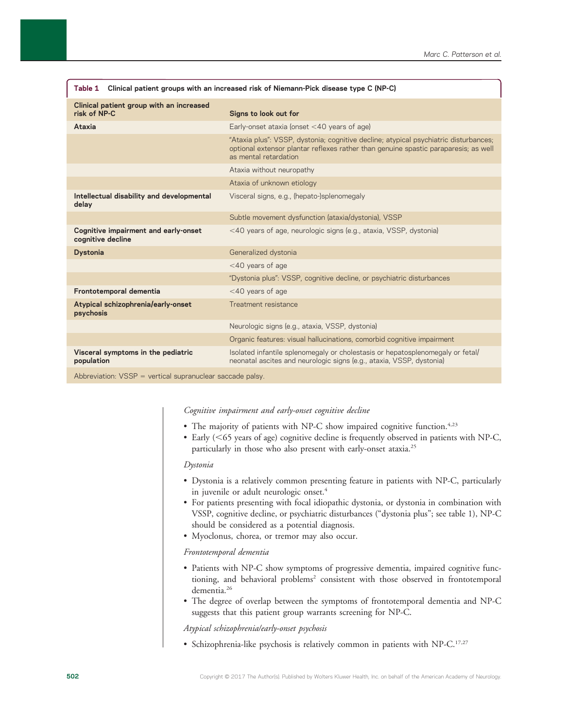**Table 1 Clinical patient groups with an increased risk of Niemann-Pick disease type C (NP-C)**

| Clinical patient group with an increased risk of NP-C | Signs to look out for |
|---|---|
| **Ataxia** | Early-onset ataxia (onset <40 years of age) |
| | "Ataxia plus": VSSP, dystonia; cognitive decline; atypical psychiatric disturbances; optional extensor plantar reflexes rather than genuine spastic paraparesis; as well as mental retardation |
| | Ataxia without neuropathy |
| | Ataxia of unknown etiology |
| **Intellectual disability and developmental delay** | Visceral signs, e.g., (hepato-)splenomegaly |
| | Subtle movement dysfunction (ataxia/dystonia), VSSP |
| **Cognitive impairment and early-onset cognitive decline** | <40 years of age, neurologic signs (e.g., ataxia, VSSP, dystonia) |
| **Dystonia** | Generalized dystonia |
| | <40 years of age |
| | "Dystonia plus": VSSP, cognitive decline, or psychiatric disturbances |
| **Frontotemporal dementia** | <40 years of age |
| **Atypical schizophrenia/early-onset psychosis** | Treatment resistance |
| | Neurologic signs (e.g., ataxia, VSSP, dystonia) |
| | Organic features: visual hallucinations, comorbid cognitive impairment |
| **Visceral symptoms in the pediatric population** | Isolated infantile splenomegaly or cholestasis or hepatosplenomegaly or fetal/neonatal ascites and neurologic signs (e.g., ataxia, VSSP, dystonia) |

Abbreviation: VSSP = vertical supranuclear saccade palsy.

*Cognitive impairment and early-onset cognitive decline*

- The majority of patients with NP-C show impaired cognitive function.[4,23]
- Early (<65 years of age) cognitive decline is frequently observed in patients with NP-C, particularly in those who also present with early-onset ataxia.[25]

*Dystonia*

- Dystonia is a relatively common presenting feature in patients with NP-C, particularly in juvenile or adult neurologic onset.[4]
- For patients presenting with focal idiopathic dystonia, or dystonia in combination with VSSP, cognitive decline, or psychiatric disturbances ("dystonia plus"; see table 1), NP-C should be considered as a potential diagnosis.
- Myoclonus, chorea, or tremor may also occur.

*Frontotemporal dementia*

- Patients with NP-C show symptoms of progressive dementia, impaired cognitive functioning, and behavioral problems[2] consistent with those observed in frontotemporal dementia.[26]
- The degree of overlap between the symptoms of frontotemporal dementia and NP-C suggests that this patient group warrants screening for NP-C.

*Atypical schizophrenia/early-onset psychosis*

- Schizophrenia-like psychosis is relatively common in patients with NP-C.[17,27]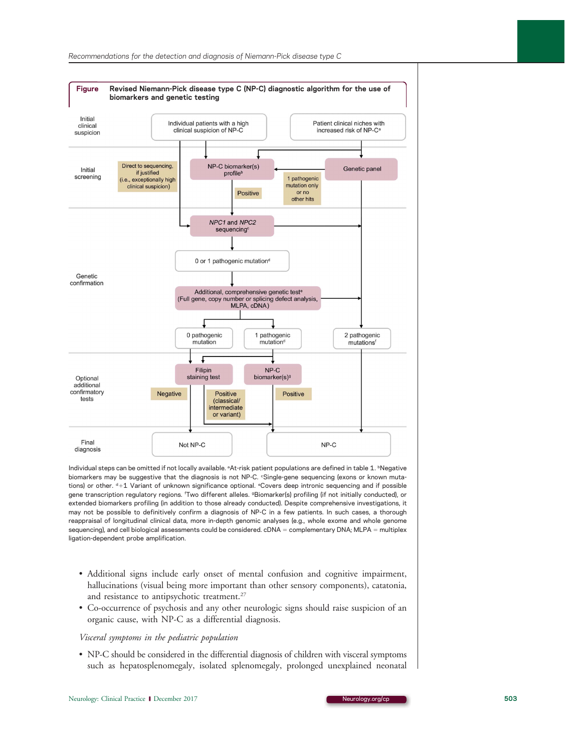**Figure** **Revised Niemann-Pick disease type C (NP-C) diagnostic algorithm for the use of biomarkers and genetic testing**

**Initial clinical suspicion**

- Individual patients with a high clinical suspicion of NP-C
- Patient clinical niches with increased risk of NP-C[a]

**Initial screening**

- Direct to sequencing, if justified (i.e., exceptionally high clinical suspicion)
- NP-C biomarker(s) profile[b]
- Genetic panel
- 1 pathogenic mutation only or no other hits
- Positive

**Genetic confirmation**

- *NPC1* and *NPC2* sequencing[c]
- 0 or 1 pathogenic mutation[d]
- Additional, comprehensive genetic test[e] (Full gene, copy number or splicing defect analysis, MLPA, cDNA)
- 0 pathogenic mutation
- 1 pathogenic mutation[d]
- 2 pathogenic mutations[f]

**Optional additional confirmatory tests**

- Filipin staining test
- NP-C biomarker(s)[g]
- Negative
- Positive (classical/intermediate or variant)
- Positive

**Final diagnosis**

- Not NP-C
- NP-C

Individual steps can be omitted if not locally available. [a]At-risk patient populations are defined in table 1. [b]Negative biomarkers may be suggestive that the diagnosis is not NP-C. [c]Single-gene sequencing (exons or known mutations) or other. [d]+1 Variant of unknown significance optional. [e]Covers deep intronic sequencing and if possible gene transcription regulatory regions. [f]Two different alleles. [g]Biomarker(s) profiling (if not initially conducted), or extended biomarkers profiling (in addition to those already conducted). Despite comprehensive investigations, it may not be possible to definitively confirm a diagnosis of NP-C in a few patients. In such cases, a thorough reappraisal of longitudinal clinical data, more in-depth genomic analyses (e.g., whole exome and whole genome sequencing), and cell biological assessments could be considered. cDNA = complementary DNA; MLPA = multiplex ligation-dependent probe amplification.

- Additional signs include early onset of mental confusion and cognitive impairment, hallucinations (visual being more important than other sensory components), catatonia, and resistance to antipsychotic treatment.[27]
- Co-occurrence of psychosis and any other neurologic signs should raise suspicion of an organic cause, with NP-C as a differential diagnosis.

*Visceral symptoms in the pediatric population*

- NP-C should be considered in the differential diagnosis of children with visceral symptoms such as hepatosplenomegaly, isolated splenomegaly, prolonged unexplained neonatal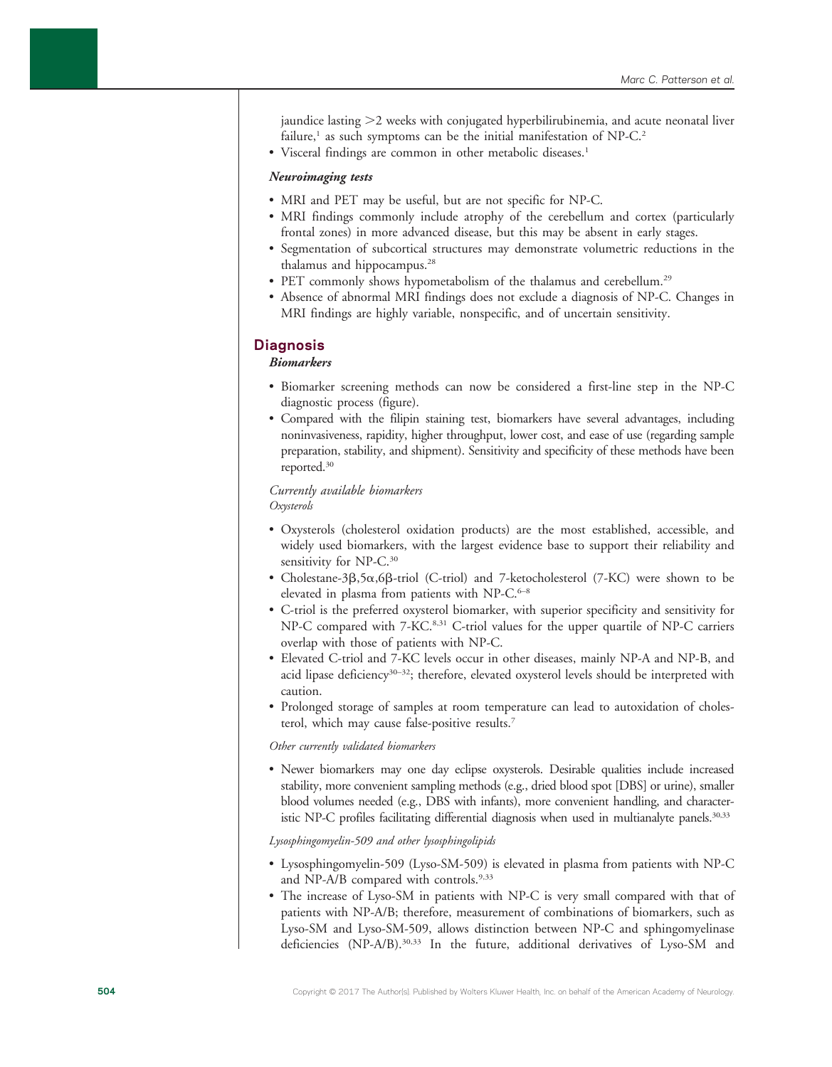jaundice lasting >2 weeks with conjugated hyperbilirubinemia, and acute neonatal liver failure,[1] as such symptoms can be the initial manifestation of NP-C.[2]

- Visceral findings are common in other metabolic diseases.[1]

***Neuroimaging tests***

- MRI and PET may be useful, but are not specific for NP-C.
- MRI findings commonly include atrophy of the cerebellum and cortex (particularly frontal zones) in more advanced disease, but this may be absent in early stages.
- Segmentation of subcortical structures may demonstrate volumetric reductions in the thalamus and hippocampus.[28]
- PET commonly shows hypometabolism of the thalamus and cerebellum.[29]
- Absence of abnormal MRI findings does not exclude a diagnosis of NP-C. Changes in MRI findings are highly variable, nonspecific, and of uncertain sensitivity.

## Diagnosis

***Biomarkers***

- Biomarker screening methods can now be considered a first-line step in the NP-C diagnostic process (figure).
- Compared with the filipin staining test, biomarkers have several advantages, including noninvasiveness, rapidity, higher throughput, lower cost, and ease of use (regarding sample preparation, stability, and shipment). Sensitivity and specificity of these methods have been reported.[30]

*Currently available biomarkers*

*Oxysterols*

- Oxysterols (cholesterol oxidation products) are the most established, accessible, and widely used biomarkers, with the largest evidence base to support their reliability and sensitivity for NP-C.[30]
- Cholestane-3β,5α,6β-triol (C-triol) and 7-ketocholesterol (7-KC) were shown to be elevated in plasma from patients with NP-C.[6–8]
- C-triol is the preferred oxysterol biomarker, with superior specificity and sensitivity for NP-C compared with 7-KC.[8,31] C-triol values for the upper quartile of NP-C carriers overlap with those of patients with NP-C.
- Elevated C-triol and 7-KC levels occur in other diseases, mainly NP-A and NP-B, and acid lipase deficiency[30–32]; therefore, elevated oxysterol levels should be interpreted with caution.
- Prolonged storage of samples at room temperature can lead to autoxidation of cholesterol, which may cause false-positive results.[7]

*Other currently validated biomarkers*

- Newer biomarkers may one day eclipse oxysterols. Desirable qualities include increased stability, more convenient sampling methods (e.g., dried blood spot [DBS] or urine), smaller blood volumes needed (e.g., DBS with infants), more convenient handling, and characteristic NP-C profiles facilitating differential diagnosis when used in multianalyte panels.[30,33]

*Lysosphingomyelin-509 and other lysosphingolipids*

- Lysosphingomyelin-509 (Lyso-SM-509) is elevated in plasma from patients with NP-C and NP-A/B compared with controls.[9,33]
- The increase of Lyso-SM in patients with NP-C is very small compared with that of patients with NP-A/B; therefore, measurement of combinations of biomarkers, such as Lyso-SM and Lyso-SM-509, allows distinction between NP-C and sphingomyelinase deficiencies (NP-A/B).[30,33] In the future, additional derivatives of Lyso-SM and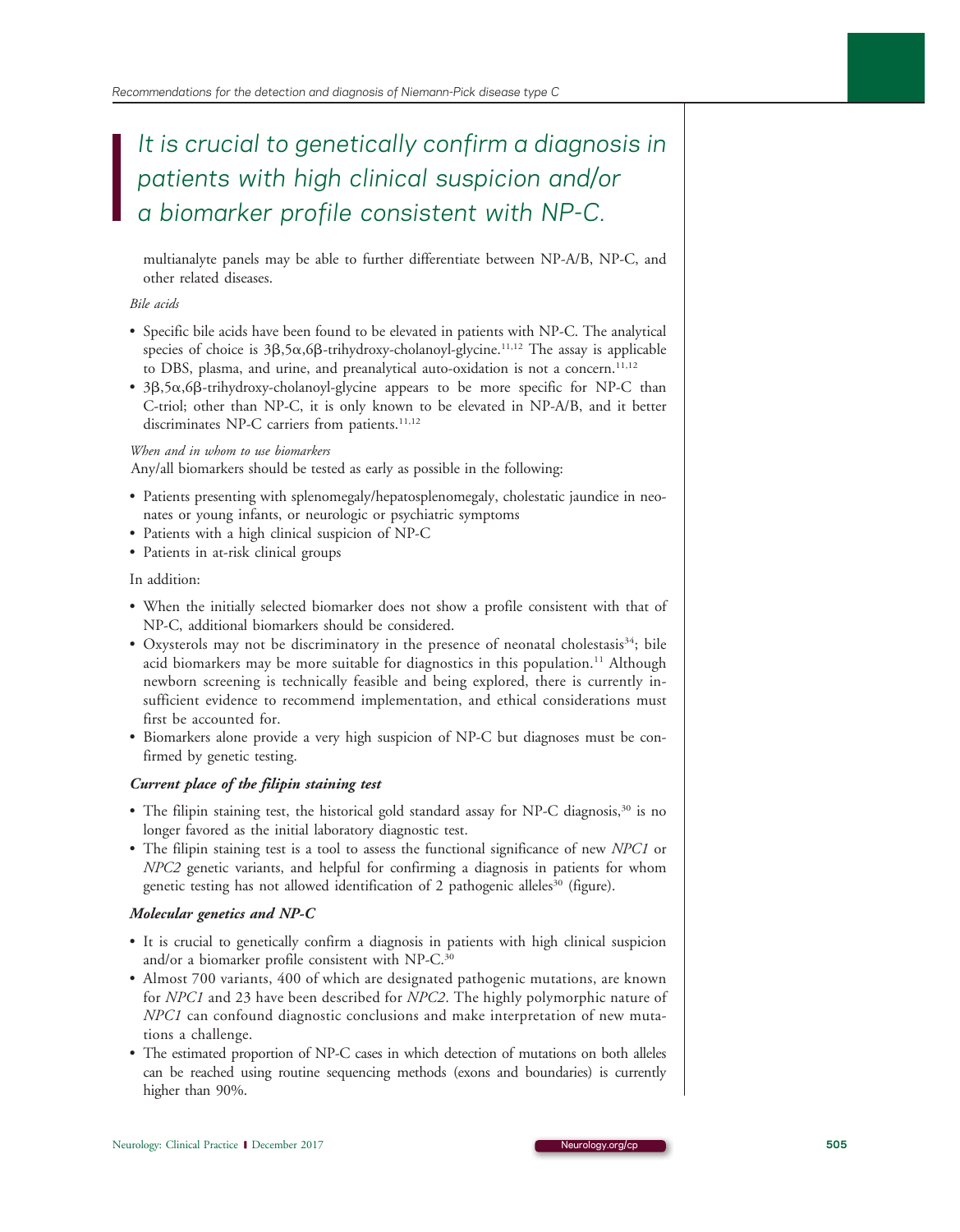> *It is crucial to genetically confirm a diagnosis in patients with high clinical suspicion and/or a biomarker profile consistent with NP-C.*

multianalyte panels may be able to further differentiate between NP-A/B, NP-C, and other related diseases.

*Bile acids*

- Specific bile acids have been found to be elevated in patients with NP-C. The analytical species of choice is 3β,5α,6β-trihydroxy-cholanoyl-glycine.[11,12] The assay is applicable to DBS, plasma, and urine, and preanalytical auto-oxidation is not a concern.[11,12]
- 3β,5α,6β-trihydroxy-cholanoyl-glycine appears to be more specific for NP-C than C-triol; other than NP-C, it is only known to be elevated in NP-A/B, and it better discriminates NP-C carriers from patients.[11,12]

*When and in whom to use biomarkers*

Any/all biomarkers should be tested as early as possible in the following:

- Patients presenting with splenomegaly/hepatosplenomegaly, cholestatic jaundice in neonates or young infants, or neurologic or psychiatric symptoms
- Patients with a high clinical suspicion of NP-C
- Patients in at-risk clinical groups

In addition:

- When the initially selected biomarker does not show a profile consistent with that of NP-C, additional biomarkers should be considered.
- Oxysterols may not be discriminatory in the presence of neonatal cholestasis[34]; bile acid biomarkers may be more suitable for diagnostics in this population.[11] Although newborn screening is technically feasible and being explored, there is currently insufficient evidence to recommend implementation, and ethical considerations must first be accounted for.
- Biomarkers alone provide a very high suspicion of NP-C but diagnoses must be confirmed by genetic testing.

### *Current place of the filipin staining test*

- The filipin staining test, the historical gold standard assay for NP-C diagnosis,[30] is no longer favored as the initial laboratory diagnostic test.
- The filipin staining test is a tool to assess the functional significance of new *NPC1* or *NPC2* genetic variants, and helpful for confirming a diagnosis in patients for whom genetic testing has not allowed identification of 2 pathogenic alleles[30] (figure).

### *Molecular genetics and NP-C*

- It is crucial to genetically confirm a diagnosis in patients with high clinical suspicion and/or a biomarker profile consistent with NP-C.[30]
- Almost 700 variants, 400 of which are designated pathogenic mutations, are known for *NPC1* and 23 have been described for *NPC2*. The highly polymorphic nature of *NPC1* can confound diagnostic conclusions and make interpretation of new mutations a challenge.
- The estimated proportion of NP-C cases in which detection of mutations on both alleles can be reached using routine sequencing methods (exons and boundaries) is currently higher than 90%.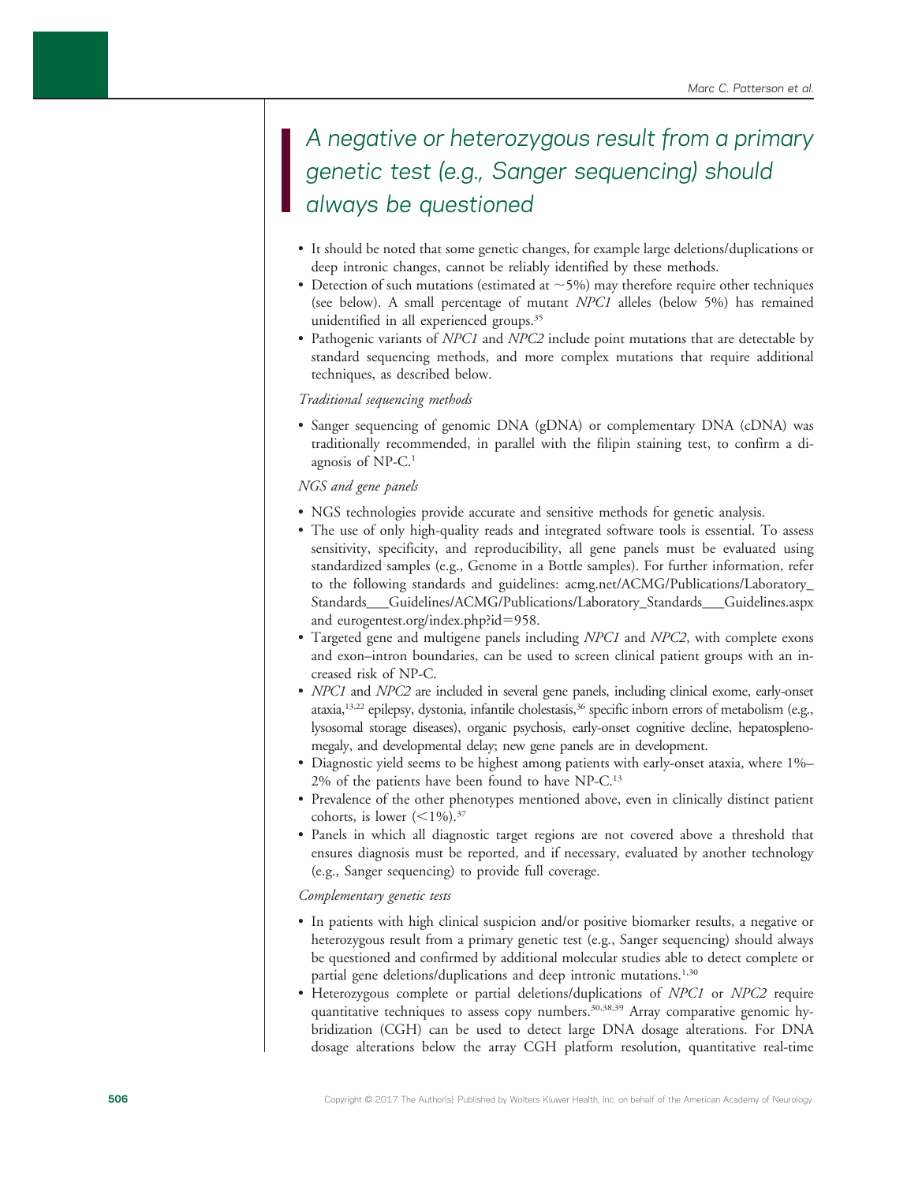> *A negative or heterozygous result from a primary genetic test (e.g., Sanger sequencing) should always be questioned*

- It should be noted that some genetic changes, for example large deletions/duplications or deep intronic changes, cannot be reliably identified by these methods.
- Detection of such mutations (estimated at ~5%) may therefore require other techniques (see below). A small percentage of mutant *NPC1* alleles (below 5%) has remained unidentified in all experienced groups.[35]
- Pathogenic variants of *NPC1* and *NPC2* include point mutations that are detectable by standard sequencing methods, and more complex mutations that require additional techniques, as described below.

*Traditional sequencing methods*

- Sanger sequencing of genomic DNA (gDNA) or complementary DNA (cDNA) was traditionally recommended, in parallel with the filipin staining test, to confirm a diagnosis of NP-C.[1]

*NGS and gene panels*

- NGS technologies provide accurate and sensitive methods for genetic analysis.
- The use of only high-quality reads and integrated software tools is essential. To assess sensitivity, specificity, and reproducibility, all gene panels must be evaluated using standardized samples (e.g., Genome in a Bottle samples). For further information, refer to the following standards and guidelines: acmg.net/ACMG/Publications/Laboratory_Standards___Guidelines/ACMG/Publications/Laboratory_Standards___Guidelines.aspx and eurogentest.org/index.php?id=958.
- Targeted gene and multigene panels including *NPC1* and *NPC2*, with complete exons and exon–intron boundaries, can be used to screen clinical patient groups with an increased risk of NP-C.
- *NPC1* and *NPC2* are included in several gene panels, including clinical exome, early-onset ataxia,[13,22] epilepsy, dystonia, infantile cholestasis,[36] specific inborn errors of metabolism (e.g., lysosomal storage diseases), organic psychosis, early-onset cognitive decline, hepatosplenomegaly, and developmental delay; new gene panels are in development.
- Diagnostic yield seems to be highest among patients with early-onset ataxia, where 1%–2% of the patients have been found to have NP-C.[13]
- Prevalence of the other phenotypes mentioned above, even in clinically distinct patient cohorts, is lower (<1%).[37]
- Panels in which all diagnostic target regions are not covered above a threshold that ensures diagnosis must be reported, and if necessary, evaluated by another technology (e.g., Sanger sequencing) to provide full coverage.

*Complementary genetic tests*

- In patients with high clinical suspicion and/or positive biomarker results, a negative or heterozygous result from a primary genetic test (e.g., Sanger sequencing) should always be questioned and confirmed by additional molecular studies able to detect complete or partial gene deletions/duplications and deep intronic mutations.[1,30]
- Heterozygous complete or partial deletions/duplications of *NPC1* or *NPC2* require quantitative techniques to assess copy numbers.[30,38,39] Array comparative genomic hybridization (CGH) can be used to detect large DNA dosage alterations. For DNA dosage alterations below the array CGH platform resolution, quantitative real-time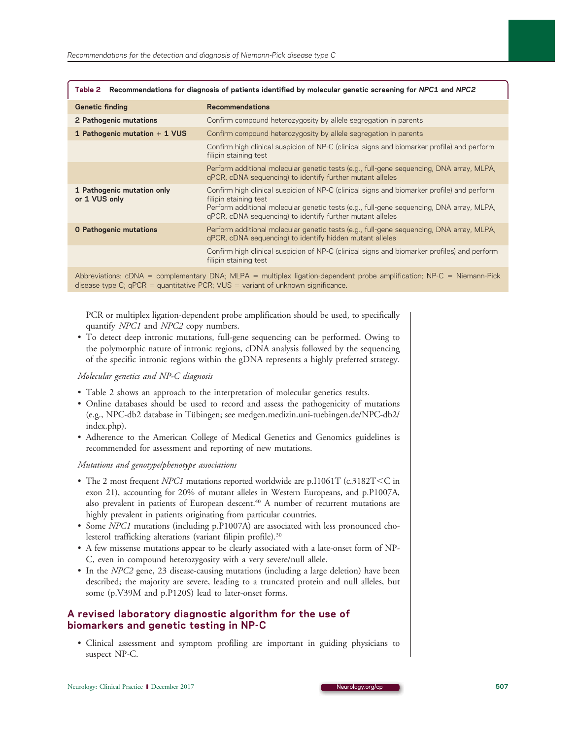**Table 2 Recommendations for diagnosis of patients identified by molecular genetic screening for *NPC1* and *NPC2***

| Genetic finding | Recommendations |
|---|---|
| **2 Pathogenic mutations** | Confirm compound heterozygosity by allele segregation in parents |
| **1 Pathogenic mutation + 1 VUS** | Confirm compound heterozygosity by allele segregation in parents |
| | Confirm high clinical suspicion of NP-C (clinical signs and biomarker profile) and perform filipin staining test |
| | Perform additional molecular genetic tests (e.g., full-gene sequencing, DNA array, MLPA, qPCR, cDNA sequencing) to identify further mutant alleles |
| **1 Pathogenic mutation only or 1 VUS only** | Confirm high clinical suspicion of NP-C (clinical signs and biomarker profile) and perform filipin staining test<br>Perform additional molecular genetic tests (e.g., full-gene sequencing, DNA array, MLPA, qPCR, cDNA sequencing) to identify further mutant alleles |
| **0 Pathogenic mutations** | Perform additional molecular genetic tests (e.g., full-gene sequencing, DNA array, MLPA, qPCR, cDNA sequencing) to identify hidden mutant alleles |
| | Confirm high clinical suspicion of NP-C (clinical signs and biomarker profiles) and perform filipin staining test |

Abbreviations: cDNA = complementary DNA; MLPA = multiplex ligation-dependent probe amplification; NP-C = Niemann-Pick disease type C; qPCR = quantitative PCR; VUS = variant of unknown significance.

PCR or multiplex ligation-dependent probe amplification should be used, to specifically quantify *NPC1* and *NPC2* copy numbers.

- To detect deep intronic mutations, full-gene sequencing can be performed. Owing to the polymorphic nature of intronic regions, cDNA analysis followed by the sequencing of the specific intronic regions within the gDNA represents a highly preferred strategy.

*Molecular genetics and NP-C diagnosis*

- Table 2 shows an approach to the interpretation of molecular genetics results.
- Online databases should be used to record and assess the pathogenicity of mutations (e.g., NPC-db2 database in Tübingen; see medgen.medizin.uni-tuebingen.de/NPC-db2/index.php).
- Adherence to the American College of Medical Genetics and Genomics guidelines is recommended for assessment and reporting of new mutations.

*Mutations and genotype/phenotype associations*

- The 2 most frequent *NPC1* mutations reported worldwide are p.I1061T (c.3182T<C in exon 21), accounting for 20% of mutant alleles in Western Europeans, and p.P1007A, also prevalent in patients of European descent.[40] A number of recurrent mutations are highly prevalent in patients originating from particular countries.
- Some *NPC1* mutations (including p.P1007A) are associated with less pronounced cholesterol trafficking alterations (variant filipin profile).[30]
- A few missense mutations appear to be clearly associated with a late-onset form of NP-C, even in compound heterozygosity with a very severe/null allele.
- In the *NPC2* gene, 23 disease-causing mutations (including a large deletion) have been described; the majority are severe, leading to a truncated protein and null alleles, but some (p.V39M and p.P120S) lead to later-onset forms.

## A revised laboratory diagnostic algorithm for the use of biomarkers and genetic testing in NP-C

- Clinical assessment and symptom profiling are important in guiding physicians to suspect NP-C.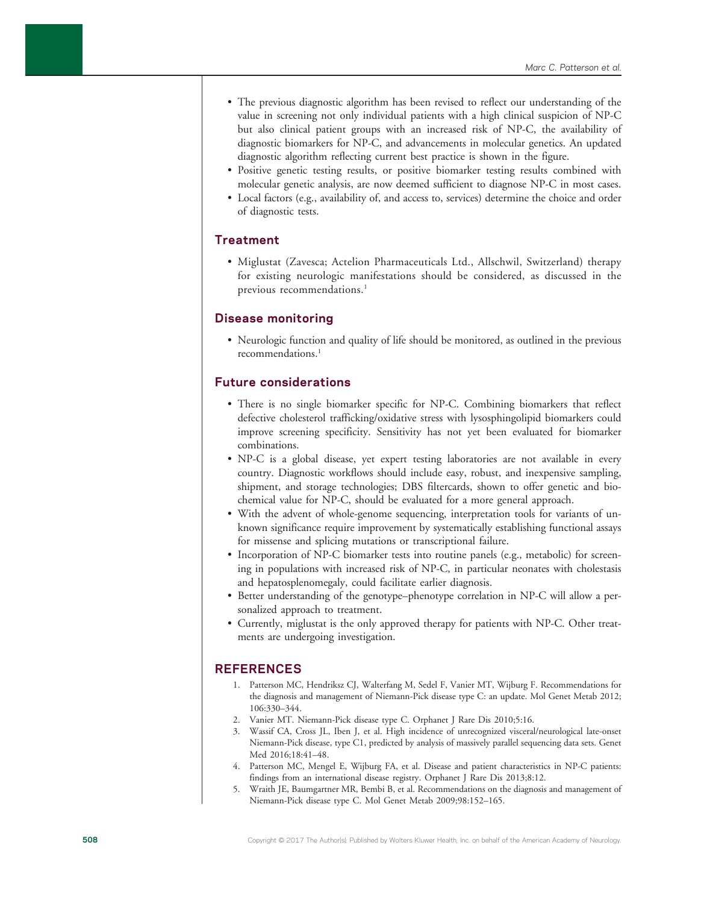- The previous diagnostic algorithm has been revised to reflect our understanding of the value in screening not only individual patients with a high clinical suspicion of NP-C but also clinical patient groups with an increased risk of NP-C, the availability of diagnostic biomarkers for NP-C, and advancements in molecular genetics. An updated diagnostic algorithm reflecting current best practice is shown in the figure.
- Positive genetic testing results, or positive biomarker testing results combined with molecular genetic analysis, are now deemed sufficient to diagnose NP-C in most cases.
- Local factors (e.g., availability of, and access to, services) determine the choice and order of diagnostic tests.

## Treatment

- Miglustat (Zavesca; Actelion Pharmaceuticals Ltd., Allschwil, Switzerland) therapy for existing neurologic manifestations should be considered, as discussed in the previous recommendations.[1]

## Disease monitoring

- Neurologic function and quality of life should be monitored, as outlined in the previous recommendations.[1]

## Future considerations

- There is no single biomarker specific for NP-C. Combining biomarkers that reflect defective cholesterol trafficking/oxidative stress with lysosphingolipid biomarkers could improve screening specificity. Sensitivity has not yet been evaluated for biomarker combinations.
- NP-C is a global disease, yet expert testing laboratories are not available in every country. Diagnostic workflows should include easy, robust, and inexpensive sampling, shipment, and storage technologies; DBS filtercards, shown to offer genetic and biochemical value for NP-C, should be evaluated for a more general approach.
- With the advent of whole-genome sequencing, interpretation tools for variants of unknown significance require improvement by systematically establishing functional assays for missense and splicing mutations or transcriptional failure.
- Incorporation of NP-C biomarker tests into routine panels (e.g., metabolic) for screening in populations with increased risk of NP-C, in particular neonates with cholestasis and hepatosplenomegaly, could facilitate earlier diagnosis.
- Better understanding of the genotype–phenotype correlation in NP-C will allow a personalized approach to treatment.
- Currently, miglustat is the only approved therapy for patients with NP-C. Other treatments are undergoing investigation.

## REFERENCES

1. Patterson MC, Hendriksz CJ, Walterfang M, Sedel F, Vanier MT, Wijburg F. Recommendations for the diagnosis and management of Niemann-Pick disease type C: an update. Mol Genet Metab 2012; 106:330–344.
2. Vanier MT. Niemann-Pick disease type C. Orphanet J Rare Dis 2010;5:16.
3. Wassif CA, Cross JL, Iben J, et al. High incidence of unrecognized visceral/neurological late-onset Niemann-Pick disease, type C1, predicted by analysis of massively parallel sequencing data sets. Genet Med 2016;18:41–48.
4. Patterson MC, Mengel E, Wijburg FA, et al. Disease and patient characteristics in NP-C patients: findings from an international disease registry. Orphanet J Rare Dis 2013;8:12.
5. Wraith JE, Baumgartner MR, Bembi B, et al. Recommendations on the diagnosis and management of Niemann-Pick disease type C. Mol Genet Metab 2009;98:152–165.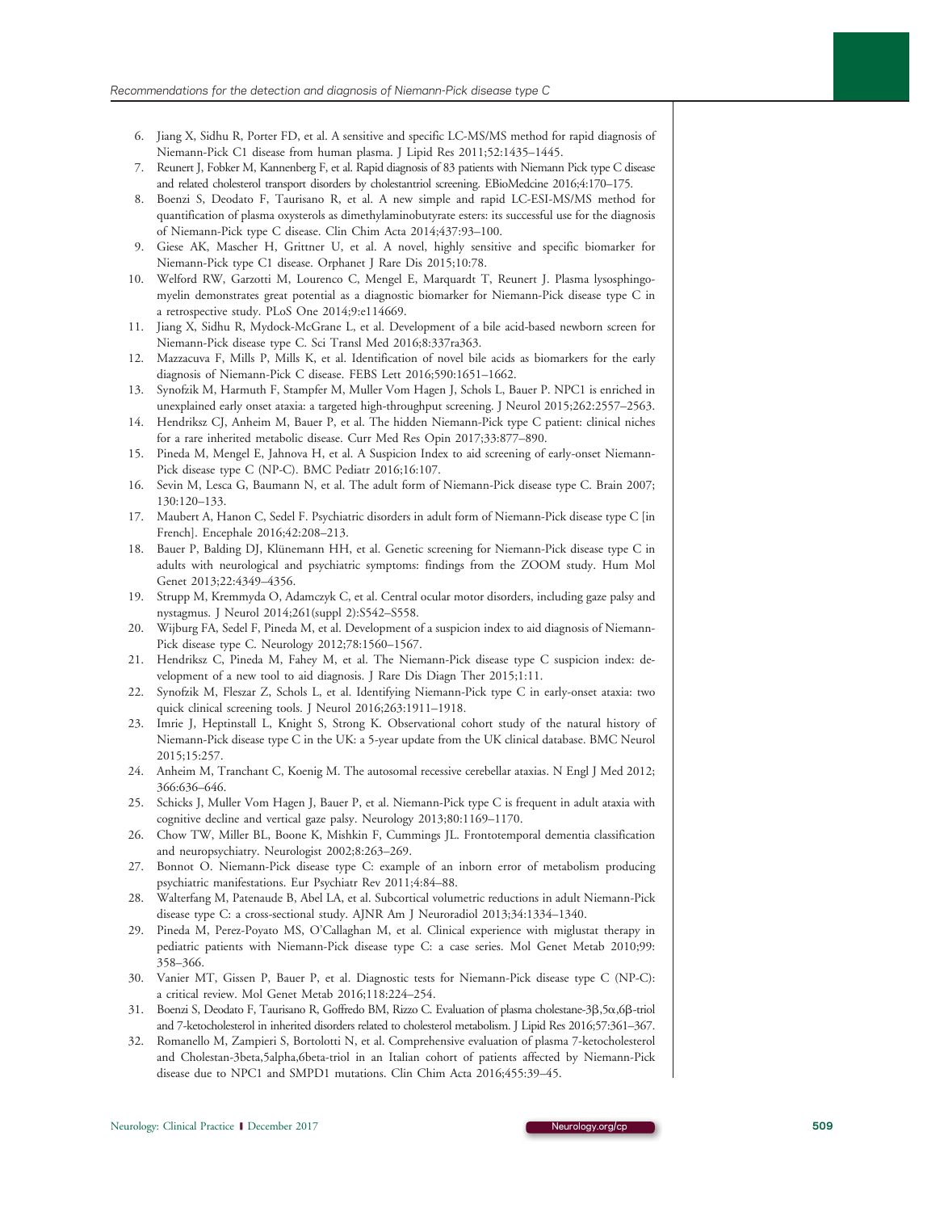6. Jiang X, Sidhu R, Porter FD, et al. A sensitive and specific LC-MS/MS method for rapid diagnosis of Niemann-Pick C1 disease from human plasma. J Lipid Res 2011;52:1435–1445.
7. Reunert J, Fobker M, Kannenberg F, et al. Rapid diagnosis of 83 patients with Niemann Pick type C disease and related cholesterol transport disorders by cholestantriol screening. EBioMedcine 2016;4:170–175.
8. Boenzi S, Deodato F, Taurisano R, et al. A new simple and rapid LC-ESI-MS/MS method for quantification of plasma oxysterols as dimethylaminobutyrate esters: its successful use for the diagnosis of Niemann-Pick type C disease. Clin Chim Acta 2014;437:93–100.
9. Giese AK, Mascher H, Grittner U, et al. A novel, highly sensitive and specific biomarker for Niemann-Pick type C1 disease. Orphanet J Rare Dis 2015;10:78.
10. Welford RW, Garzotti M, Lourenco C, Mengel E, Marquardt T, Reunert J. Plasma lysosphingomyelin demonstrates great potential as a diagnostic biomarker for Niemann-Pick disease type C in a retrospective study. PLoS One 2014;9:e114669.
11. Jiang X, Sidhu R, Mydock-McGrane L, et al. Development of a bile acid-based newborn screen for Niemann-Pick disease type C. Sci Transl Med 2016;8:337ra363.
12. Mazzacuva F, Mills P, Mills K, et al. Identification of novel bile acids as biomarkers for the early diagnosis of Niemann-Pick C disease. FEBS Lett 2016;590:1651–1662.
13. Synofzik M, Harmuth F, Stampfer M, Muller Vom Hagen J, Schols L, Bauer P. NPC1 is enriched in unexplained early onset ataxia: a targeted high-throughput screening. J Neurol 2015;262:2557–2563.
14. Hendriksz CJ, Anheim M, Bauer P, et al. The hidden Niemann-Pick type C patient: clinical niches for a rare inherited metabolic disease. Curr Med Res Opin 2017;33:877–890.
15. Pineda M, Mengel E, Jahnova H, et al. A Suspicion Index to aid screening of early-onset Niemann-Pick disease type C (NP-C). BMC Pediatr 2016;16:107.
16. Sevin M, Lesca G, Baumann N, et al. The adult form of Niemann-Pick disease type C. Brain 2007; 130:120–133.
17. Maubert A, Hanon C, Sedel F. Psychiatric disorders in adult form of Niemann-Pick disease type C [in French]. Encephale 2016;42:208–213.
18. Bauer P, Balding DJ, Klünemann HH, et al. Genetic screening for Niemann-Pick disease type C in adults with neurological and psychiatric symptoms: findings from the ZOOM study. Hum Mol Genet 2013;22:4349–4356.
19. Strupp M, Kremmyda O, Adamczyk C, et al. Central ocular motor disorders, including gaze palsy and nystagmus. J Neurol 2014;261(suppl 2):S542–S558.
20. Wijburg FA, Sedel F, Pineda M, et al. Development of a suspicion index to aid diagnosis of Niemann-Pick disease type C. Neurology 2012;78:1560–1567.
21. Hendriksz C, Pineda M, Fahey M, et al. The Niemann-Pick disease type C suspicion index: development of a new tool to aid diagnosis. J Rare Dis Diagn Ther 2015;1:11.
22. Synofzik M, Fleszar Z, Schols L, et al. Identifying Niemann-Pick type C in early-onset ataxia: two quick clinical screening tools. J Neurol 2016;263:1911–1918.
23. Imrie J, Heptinstall L, Knight S, Strong K. Observational cohort study of the natural history of Niemann-Pick disease type C in the UK: a 5-year update from the UK clinical database. BMC Neurol 2015;15:257.
24. Anheim M, Tranchant C, Koenig M. The autosomal recessive cerebellar ataxias. N Engl J Med 2012; 366:636–646.
25. Schicks J, Muller Vom Hagen J, Bauer P, et al. Niemann-Pick type C is frequent in adult ataxia with cognitive decline and vertical gaze palsy. Neurology 2013;80:1169–1170.
26. Chow TW, Miller BL, Boone K, Mishkin F, Cummings JL. Frontotemporal dementia classification and neuropsychiatry. Neurologist 2002;8:263–269.
27. Bonnot O. Niemann-Pick disease type C: example of an inborn error of metabolism producing psychiatric manifestations. Eur Psychiatr Rev 2011;4:84–88.
28. Walterfang M, Patenaude B, Abel LA, et al. Subcortical volumetric reductions in adult Niemann-Pick disease type C: a cross-sectional study. AJNR Am J Neuroradiol 2013;34:1334–1340.
29. Pineda M, Perez-Poyato MS, O'Callaghan M, et al. Clinical experience with miglustat therapy in pediatric patients with Niemann-Pick disease type C: a case series. Mol Genet Metab 2010;99: 358–366.
30. Vanier MT, Gissen P, Bauer P, et al. Diagnostic tests for Niemann-Pick disease type C (NP-C): a critical review. Mol Genet Metab 2016;118:224–254.
31. Boenzi S, Deodato F, Taurisano R, Goffredo BM, Rizzo C. Evaluation of plasma cholestane-3β,5α,6β-triol and 7-ketocholesterol in inherited disorders related to cholesterol metabolism. J Lipid Res 2016;57:361–367.
32. Romanello M, Zampieri S, Bortolotti N, et al. Comprehensive evaluation of plasma 7-ketocholesterol and Cholestan-3beta,5alpha,6beta-triol in an Italian cohort of patients affected by Niemann-Pick disease due to NPC1 and SMPD1 mutations. Clin Chim Acta 2016;455:39–45.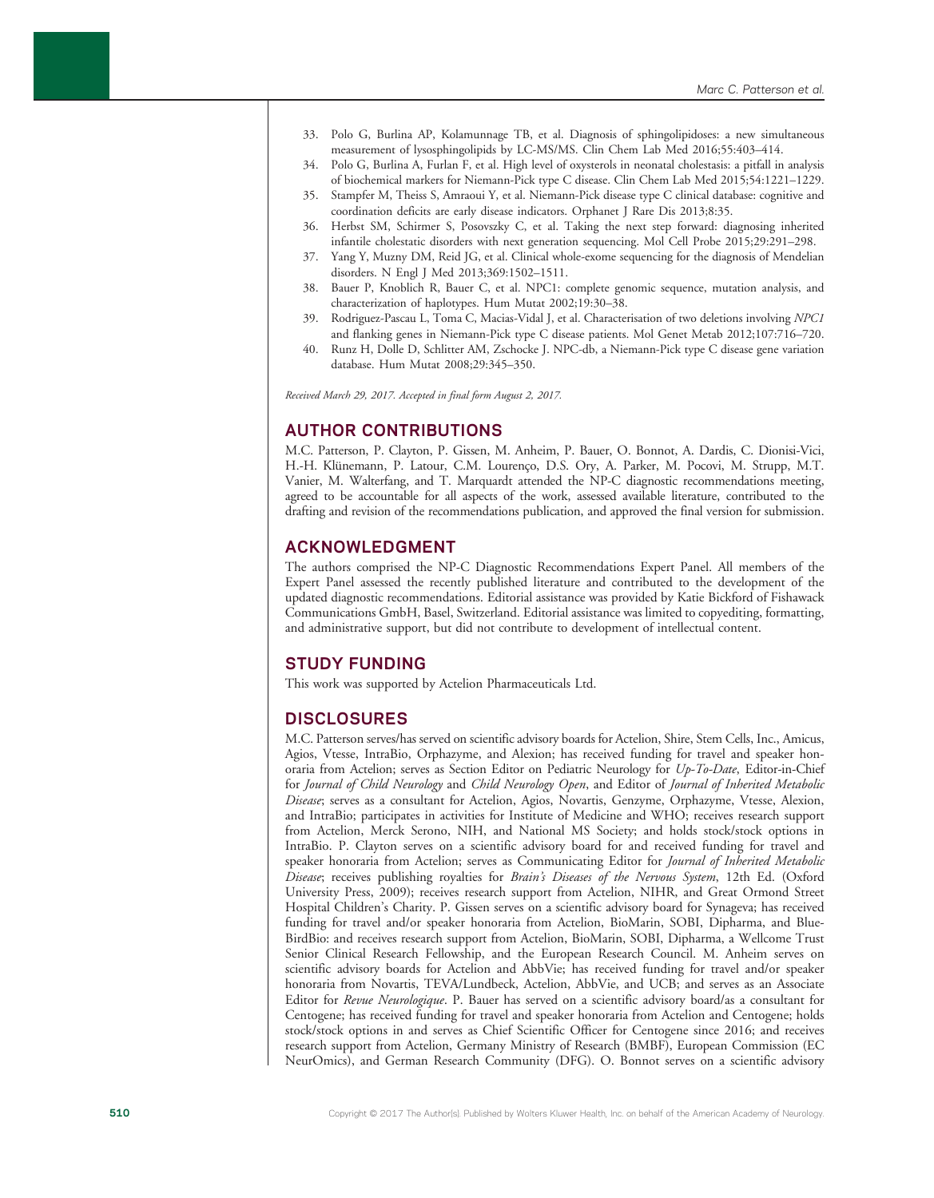33. Polo G, Burlina AP, Kolamunnage TB, et al. Diagnosis of sphingolipidoses: a new simultaneous measurement of lysosphingolipids by LC-MS/MS. Clin Chem Lab Med 2016;55:403–414.
34. Polo G, Burlina A, Furlan F, et al. High level of oxysterols in neonatal cholestasis: a pitfall in analysis of biochemical markers for Niemann-Pick type C disease. Clin Chem Lab Med 2015;54:1221–1229.
35. Stampfer M, Theiss S, Amraoui Y, et al. Niemann-Pick disease type C clinical database: cognitive and coordination deficits are early disease indicators. Orphanet J Rare Dis 2013;8:35.
36. Herbst SM, Schirmer S, Posovszky C, et al. Taking the next step forward: diagnosing inherited infantile cholestatic disorders with next generation sequencing. Mol Cell Probe 2015;29:291–298.
37. Yang Y, Muzny DM, Reid JG, et al. Clinical whole-exome sequencing for the diagnosis of Mendelian disorders. N Engl J Med 2013;369:1502–1511.
38. Bauer P, Knoblich R, Bauer C, et al. NPC1: complete genomic sequence, mutation analysis, and characterization of haplotypes. Hum Mutat 2002;19:30–38.
39. Rodriguez-Pascau L, Toma C, Macias-Vidal J, et al. Characterisation of two deletions involving *NPC1* and flanking genes in Niemann-Pick type C disease patients. Mol Genet Metab 2012;107:716–720.
40. Runz H, Dolle D, Schlitter AM, Zschocke J. NPC-db, a Niemann-Pick type C disease gene variation database. Hum Mutat 2008;29:345–350.

*Received March 29, 2017. Accepted in final form August 2, 2017.*

## AUTHOR CONTRIBUTIONS

M.C. Patterson, P. Clayton, P. Gissen, M. Anheim, P. Bauer, O. Bonnot, A. Dardis, C. Dionisi-Vici, H.-H. Klünemann, P. Latour, C.M. Lourenço, D.S. Ory, A. Parker, M. Pocovi, M. Strupp, M.T. Vanier, M. Walterfang, and T. Marquardt attended the NP-C diagnostic recommendations meeting, agreed to be accountable for all aspects of the work, assessed available literature, contributed to the drafting and revision of the recommendations publication, and approved the final version for submission.

## ACKNOWLEDGMENT

The authors comprised the NP-C Diagnostic Recommendations Expert Panel. All members of the Expert Panel assessed the recently published literature and contributed to the development of the updated diagnostic recommendations. Editorial assistance was provided by Katie Bickford of Fishawack Communications GmbH, Basel, Switzerland. Editorial assistance was limited to copyediting, formatting, and administrative support, but did not contribute to development of intellectual content.

## STUDY FUNDING

This work was supported by Actelion Pharmaceuticals Ltd.

## DISCLOSURES

M.C. Patterson serves/has served on scientific advisory boards for Actelion, Shire, Stem Cells, Inc., Amicus, Agios, Vtesse, IntraBio, Orphazyme, and Alexion; has received funding for travel and speaker honoraria from Actelion; serves as Section Editor on Pediatric Neurology for *Up-To-Date*, Editor-in-Chief for *Journal of Child Neurology* and *Child Neurology Open*, and Editor of *Journal of Inherited Metabolic Disease*; serves as a consultant for Actelion, Agios, Novartis, Genzyme, Orphazyme, Vtesse, Alexion, and IntraBio; participates in activities for Institute of Medicine and WHO; receives research support from Actelion, Merck Serono, NIH, and National MS Society; and holds stock/stock options in IntraBio. P. Clayton serves on a scientific advisory board for and received funding for travel and speaker honoraria from Actelion; serves as Communicating Editor for *Journal of Inherited Metabolic Disease*; receives publishing royalties for *Brain's Diseases of the Nervous System*, 12th Ed. (Oxford University Press, 2009); receives research support from Actelion, NIHR, and Great Ormond Street Hospital Children's Charity. P. Gissen serves on a scientific advisory board for Synageva; has received funding for travel and/or speaker honoraria from Actelion, BioMarin, SOBI, Dipharma, and Blue-BirdBio: and receives research support from Actelion, BioMarin, SOBI, Dipharma, a Wellcome Trust Senior Clinical Research Fellowship, and the European Research Council. M. Anheim serves on scientific advisory boards for Actelion and AbbVie; has received funding for travel and/or speaker honoraria from Novartis, TEVA/Lundbeck, Actelion, AbbVie, and UCB; and serves as an Associate Editor for *Revue Neurologique*. P. Bauer has served on a scientific advisory board/as a consultant for Centogene; has received funding for travel and speaker honoraria from Actelion and Centogene; holds stock/stock options in and serves as Chief Scientific Officer for Centogene since 2016; and receives research support from Actelion, Germany Ministry of Research (BMBF), European Commission (EC NeurOmics), and German Research Community (DFG). O. Bonnot serves on a scientific advisory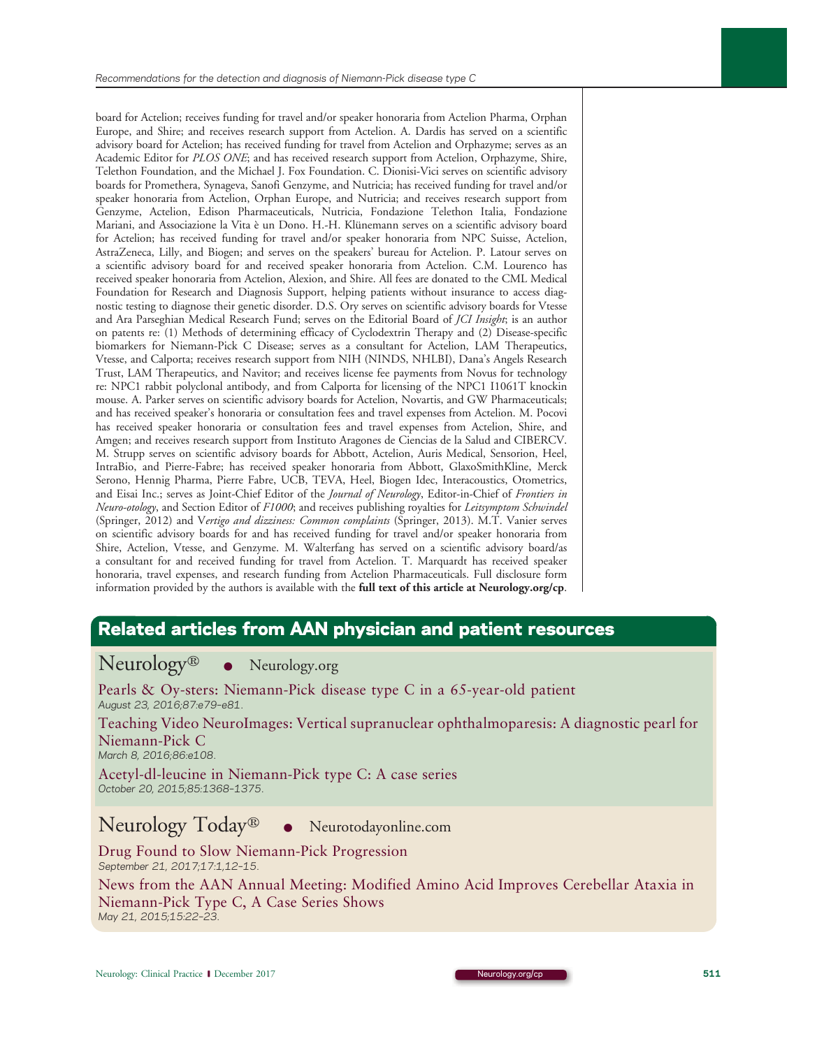board for Actelion; receives funding for travel and/or speaker honoraria from Actelion Pharma, Orphan Europe, and Shire; and receives research support from Actelion. A. Dardis has served on a scientific advisory board for Actelion; has received funding for travel from Actelion and Orphazyme; serves as an Academic Editor for *PLOS ONE*; and has received research support from Actelion, Orphazyme, Shire, Telethon Foundation, and the Michael J. Fox Foundation. C. Dionisi-Vici serves on scientific advisory boards for Promethera, Synageva, Sanofi Genzyme, and Nutricia; has received funding for travel and/or speaker honoraria from Actelion, Orphan Europe, and Nutricia; and receives research support from Genzyme, Actelion, Edison Pharmaceuticals, Nutricia, Fondazione Telethon Italia, Fondazione Mariani, and Associazione la Vita è un Dono. H.-H. Klünemann serves on a scientific advisory board for Actelion; has received funding for travel and/or speaker honoraria from NPC Suisse, Actelion, AstraZeneca, Lilly, and Biogen; and serves on the speakers' bureau for Actelion. P. Latour serves on a scientific advisory board for and received speaker honoraria from Actelion. C.M. Lourenco has received speaker honoraria from Actelion, Alexion, and Shire. All fees are donated to the CML Medical Foundation for Research and Diagnosis Support, helping patients without insurance to access diagnostic testing to diagnose their genetic disorder. D.S. Ory serves on scientific advisory boards for Vtesse and Ara Parseghian Medical Research Fund; serves on the Editorial Board of *JCI Insight*; is an author on patents re: (1) Methods of determining efficacy of Cyclodextrin Therapy and (2) Disease-specific biomarkers for Niemann-Pick C Disease; serves as a consultant for Actelion, LAM Therapeutics, Vtesse, and Calporta; receives research support from NIH (NINDS, NHLBI), Dana's Angels Research Trust, LAM Therapeutics, and Navitor; and receives license fee payments from Novus for technology re: NPC1 rabbit polyclonal antibody, and from Calporta for licensing of the NPC1 I1061T knockin mouse. A. Parker serves on scientific advisory boards for Actelion, Novartis, and GW Pharmaceuticals; and has received speaker's honoraria or consultation fees and travel expenses from Actelion. M. Pocovi has received speaker honoraria or consultation fees and travel expenses from Actelion, Shire, and Amgen; and receives research support from Instituto Aragones de Ciencias de la Salud and CIBERCV. M. Strupp serves on scientific advisory boards for Abbott, Actelion, Auris Medical, Sensorion, Heel, IntraBio, and Pierre-Fabre; has received speaker honoraria from Abbott, GlaxoSmithKline, Merck Serono, Hennig Pharma, Pierre Fabre, UCB, TEVA, Heel, Biogen Idec, Interacoustics, Otometrics, and Eisai Inc.; serves as Joint-Chief Editor of the *Journal of Neurology*, Editor-in-Chief of *Frontiers in Neuro-otology*, and Section Editor of *F1000*; and receives publishing royalties for *Leitsymptom Schwindel* (Springer, 2012) and *Vertigo and dizziness: Common complaints* (Springer, 2013). M.T. Vanier serves on scientific advisory boards for and has received funding for travel and/or speaker honoraria from Shire, Actelion, Vtesse, and Genzyme. M. Walterfang has served on a scientific advisory board/as a consultant for and received funding for travel from Actelion. T. Marquardt has received speaker honoraria, travel expenses, and research funding from Actelion Pharmaceuticals. Full disclosure form information provided by the authors is available with the **full text of this article at Neurology.org/cp**.

## Related articles from AAN physician and patient resources

### Neurology® • Neurology.org

Pearls & Oy-sters: Niemann-Pick disease type C in a 65-year-old patient
*August 23, 2016;87:e79–e81.*

Teaching Video NeuroImages: Vertical supranuclear ophthalmoparesis: A diagnostic pearl for Niemann-Pick C
*March 8, 2016;86:e108.*

Acetyl-dl-leucine in Niemann-Pick type C: A case series
*October 20, 2015;85:1368–1375.*

### Neurology Today® • Neurotodayonline.com

Drug Found to Slow Niemann-Pick Progression
*September 21, 2017;17:1,12–15.*

News from the AAN Annual Meeting: Modified Amino Acid Improves Cerebellar Ataxia in Niemann-Pick Type C, A Case Series Shows
*May 21, 2015;15:22–23.*